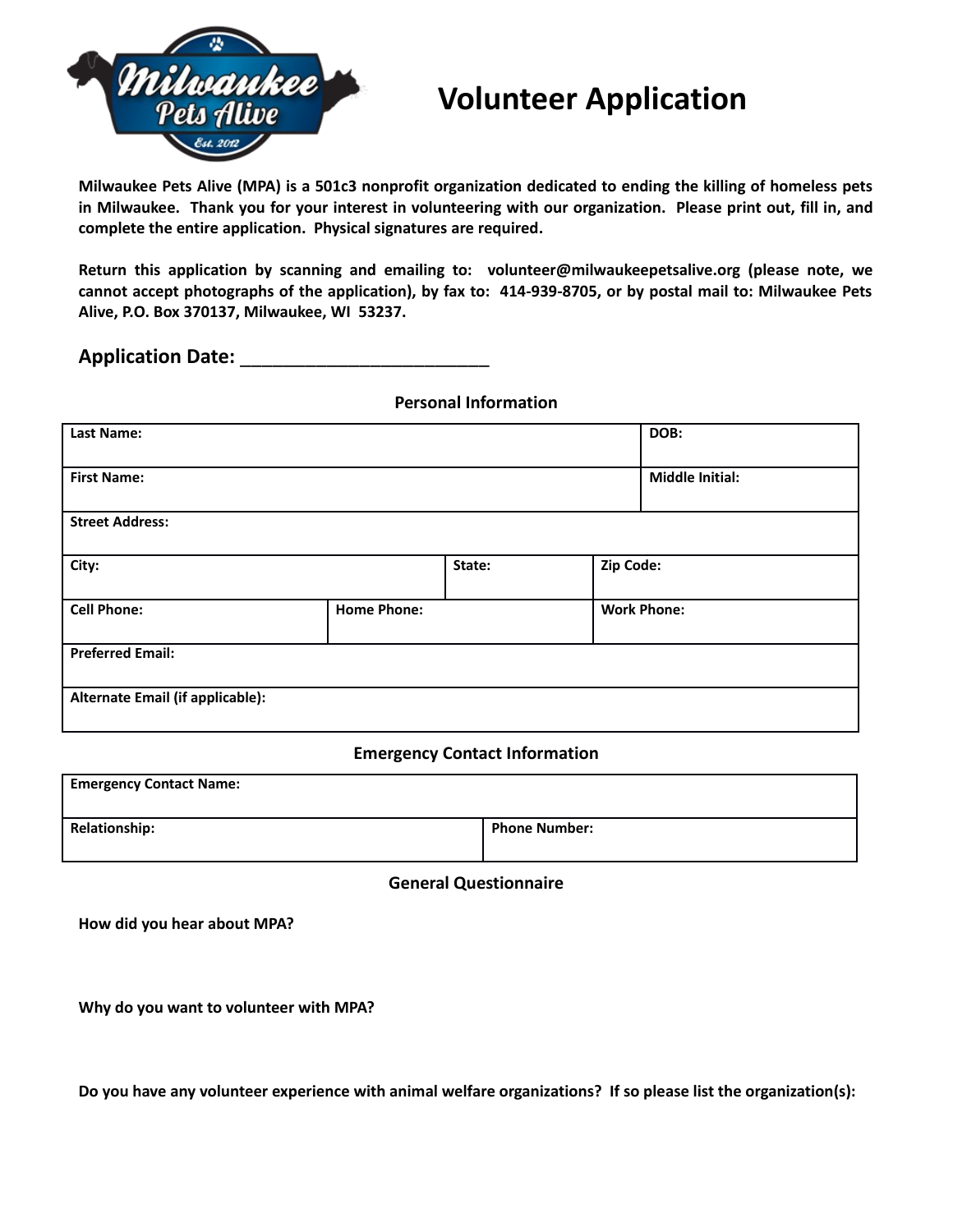# Volunteer Application

**Milwaukee Pets Alive (MPA) is a 501c3 nonprofit organization dedicated to ending the killing of homeless pets in Milwaukee. Thank you for your interest in volunteering with our organization. Please print out, fill in, and complete the entire application. Physical signatures are required.**

**Return this application by scanning and emailing to: volunteer@milwaukeepetsalive.org (please note, we cannot accept photographs of the application), by fax to: 414-939-8705, or by postal mail to: Milwaukee Pets Alive, P.O. Box 370137, Milwaukee, WI 53237.**

## Application Date: ________________________

### Personal Information

| | | |
|---|---|---|
| **Last Name:** | | **DOB:** |
| **First Name:** | | **Middle Initial:** |
| **Street Address:** | | |
| **City:** | **State:** | **Zip Code:** |
| **Cell Phone:** | **Home Phone:** | **Work Phone:** |
| **Preferred Email:** | | |
| **Alternate Email (if applicable):** | | |

### Emergency Contact Information

| | |
|---|---|
| **Emergency Contact Name:** | |
| **Relationship:** | **Phone Number:** |

### General Questionnaire

**How did you hear about MPA?**

**Why do you want to volunteer with MPA?**

**Do you have any volunteer experience with animal welfare organizations? If so please list the organization(s):**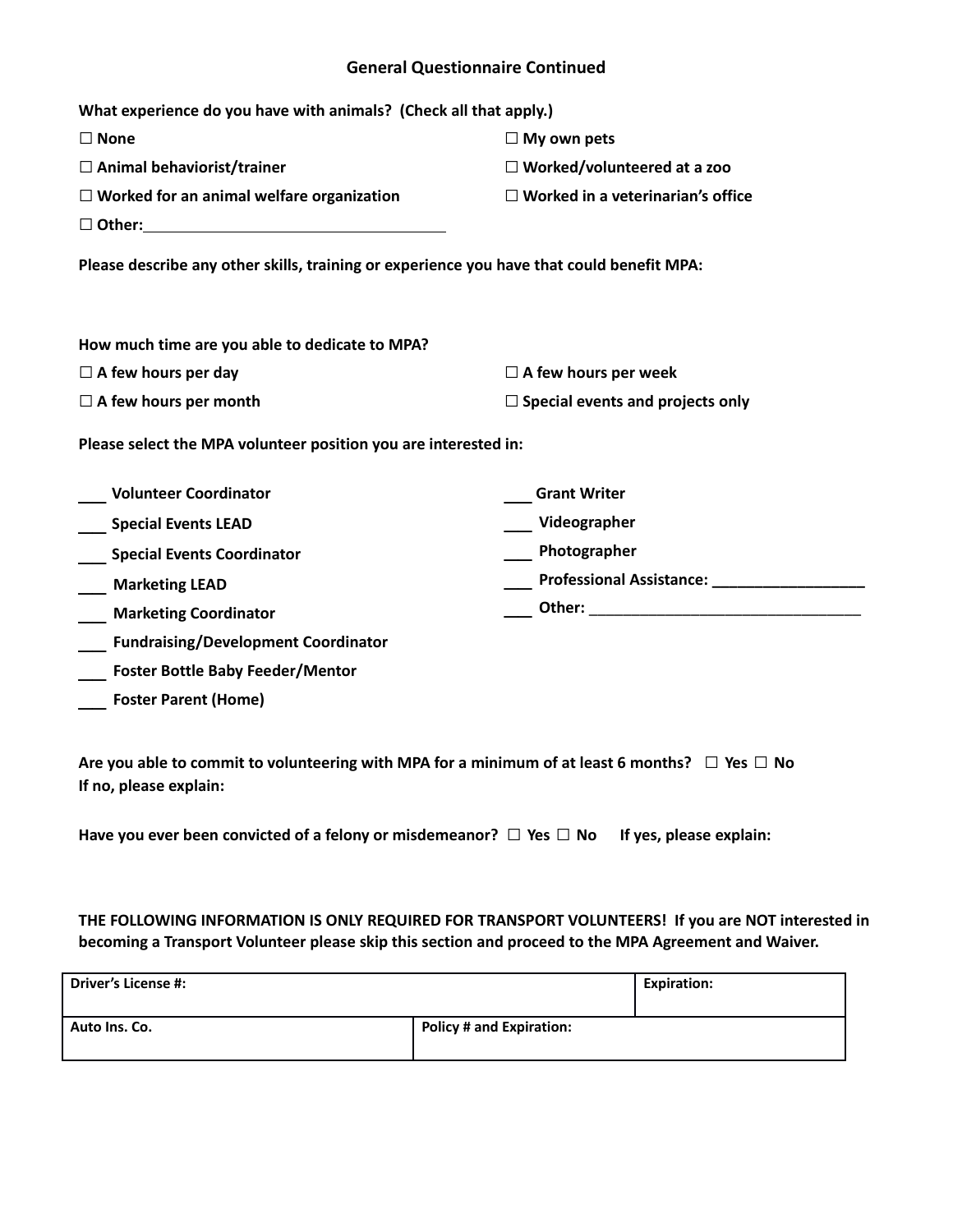## General Questionnaire Continued

**What experience do you have with animals? (Check all that apply.)**

☐ **None**

☐ **My own pets**

☐ **Animal behaviorist/trainer**

☐ **Worked/volunteered at a zoo**

☐ **Worked for an animal welfare organization**

☐ **Worked in a veterinarian's office**

☐ **Other:**_______________________________

**Please describe any other skills, training or experience you have that could benefit MPA:**

**How much time are you able to dedicate to MPA?**

☐ **A few hours per day**

☐ **A few hours per week**

☐ **A few hours per month**

☐ **Special events and projects only**

**Please select the MPA volunteer position you are interested in:**

___ **Volunteer Coordinator**

___ **Special Events LEAD**

___ **Special Events Coordinator**

___ **Marketing LEAD**

___ **Marketing Coordinator**

___ **Fundraising/Development Coordinator**

___ **Foster Bottle Baby Feeder/Mentor**

___ **Foster Parent (Home)**

___ **Grant Writer**

___ **Videographer**

___ **Photographer**

___ **Professional Assistance:** ___________________

___ **Other:** _________________________________

**Are you able to commit to volunteering with MPA for a minimum of at least 6 months?** ☐ **Yes** ☐ **No**
**If no, please explain:**

**Have you ever been convicted of a felony or misdemeanor?** ☐ **Yes** ☐ **No** **If yes, please explain:**

**THE FOLLOWING INFORMATION IS ONLY REQUIRED FOR TRANSPORT VOLUNTEERS! If you are NOT interested in becoming a Transport Volunteer please skip this section and proceed to the MPA Agreement and Waiver.**

| | | |
|---|---|---|
| **Driver's License #:** | | **Expiration:** |
| **Auto Ins. Co.** | **Policy # and Expiration:** | |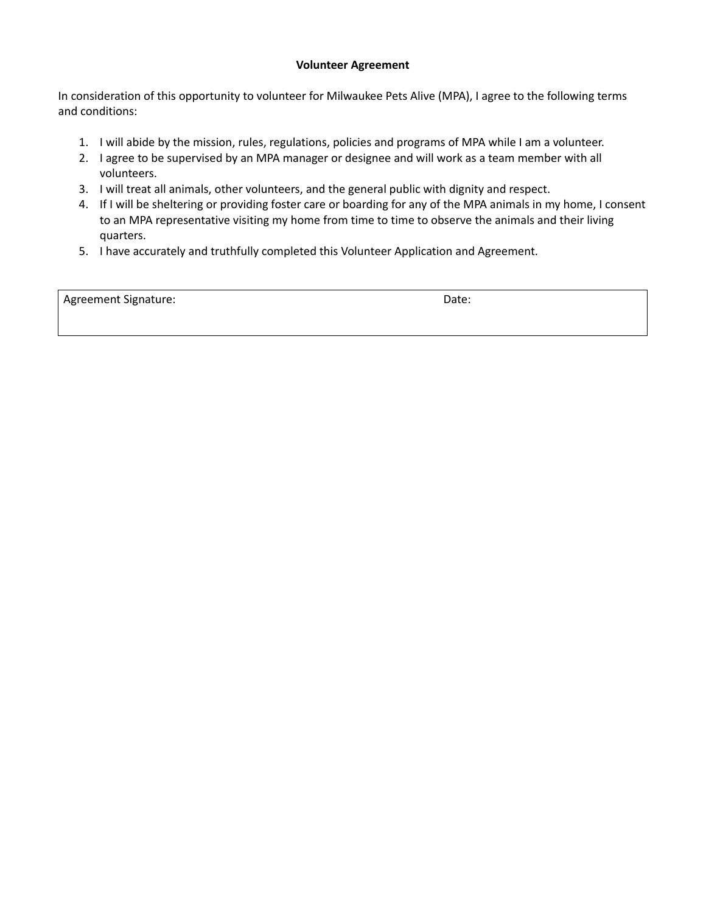**Volunteer Agreement**

In consideration of this opportunity to volunteer for Milwaukee Pets Alive (MPA), I agree to the following terms and conditions:

1. I will abide by the mission, rules, regulations, policies and programs of MPA while I am a volunteer.
2. I agree to be supervised by an MPA manager or designee and will work as a team member with all volunteers.
3. I will treat all animals, other volunteers, and the general public with dignity and respect.
4. If I will be sheltering or providing foster care or boarding for any of the MPA animals in my home, I consent to an MPA representative visiting my home from time to time to observe the animals and their living quarters.
5. I have accurately and truthfully completed this Volunteer Application and Agreement.

| | |
|---|---|
| Agreement Signature: | Date: |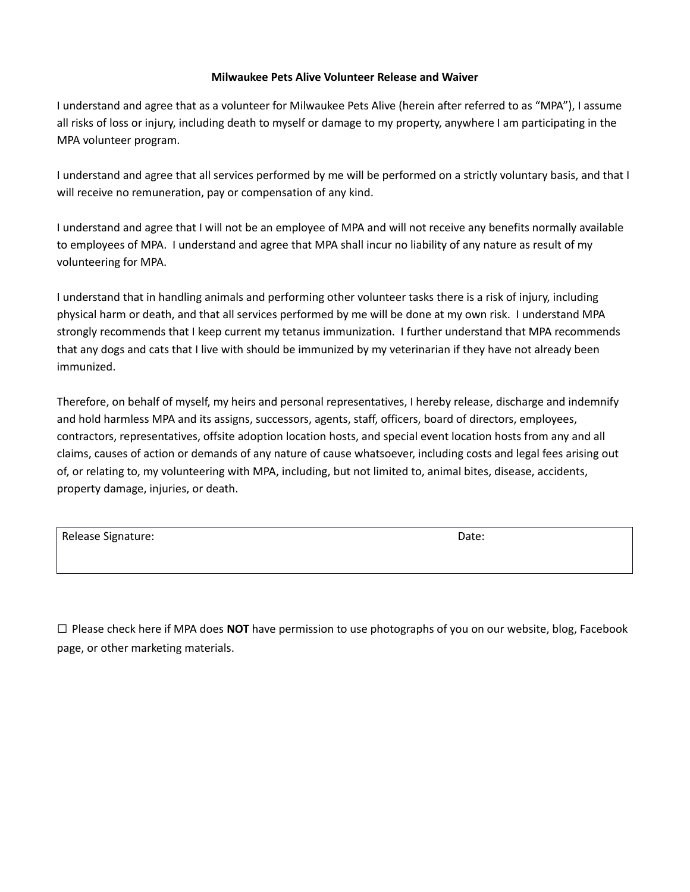**Milwaukee Pets Alive Volunteer Release and Waiver**

I understand and agree that as a volunteer for Milwaukee Pets Alive (herein after referred to as "MPA"), I assume all risks of loss or injury, including death to myself or damage to my property, anywhere I am participating in the MPA volunteer program.

I understand and agree that all services performed by me will be performed on a strictly voluntary basis, and that I will receive no remuneration, pay or compensation of any kind.

I understand and agree that I will not be an employee of MPA and will not receive any benefits normally available to employees of MPA. I understand and agree that MPA shall incur no liability of any nature as result of my volunteering for MPA.

I understand that in handling animals and performing other volunteer tasks there is a risk of injury, including physical harm or death, and that all services performed by me will be done at my own risk. I understand MPA strongly recommends that I keep current my tetanus immunization. I further understand that MPA recommends that any dogs and cats that I live with should be immunized by my veterinarian if they have not already been immunized.

Therefore, on behalf of myself, my heirs and personal representatives, I hereby release, discharge and indemnify and hold harmless MPA and its assigns, successors, agents, staff, officers, board of directors, employees, contractors, representatives, offsite adoption location hosts, and special event location hosts from any and all claims, causes of action or demands of any nature of cause whatsoever, including costs and legal fees arising out of, or relating to, my volunteering with MPA, including, but not limited to, animal bites, disease, accidents, property damage, injuries, or death.

| Release Signature: | Date: |
|---|---|
| | |

☐ Please check here if MPA does **NOT** have permission to use photographs of you on our website, blog, Facebook page, or other marketing materials.